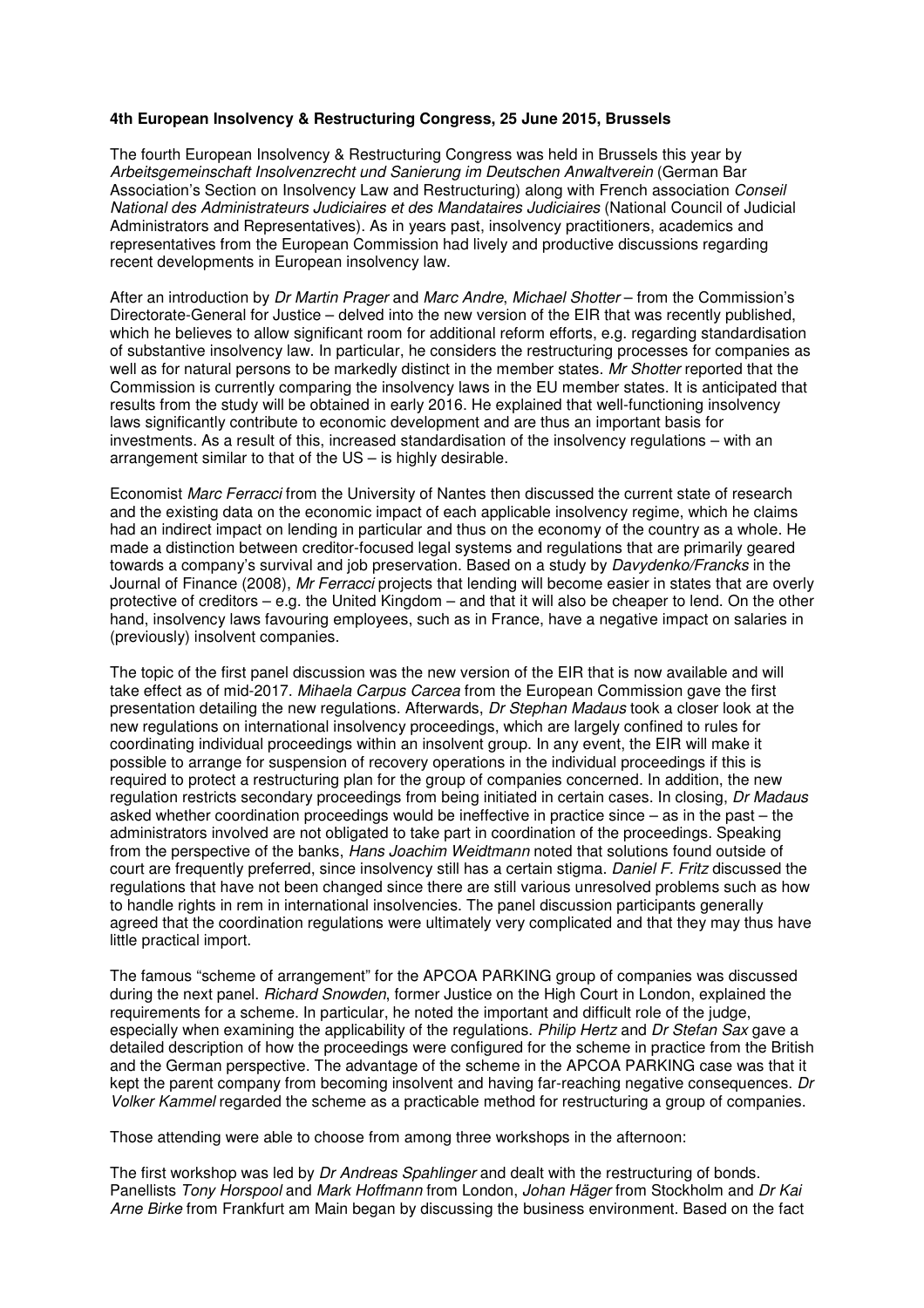**4th European Insolvency & Restructuring Congress, 25 June 2015, Brussels**

The fourth European Insolvency & Restructuring Congress was held in Brussels this year by *Arbeitsgemeinschaft Insolvenzrecht und Sanierung im Deutschen Anwaltverein* (German Bar Association's Section on Insolvency Law and Restructuring) along with French association *Conseil National des Administrateurs Judiciaires et des Mandataires Judiciaires* (National Council of Judicial Administrators and Representatives). As in years past, insolvency practitioners, academics and representatives from the European Commission had lively and productive discussions regarding recent developments in European insolvency law.

After an introduction by *Dr Martin Prager* and *Marc Andre*, *Michael Shotter* – from the Commission's Directorate-General for Justice – delved into the new version of the EIR that was recently published, which he believes to allow significant room for additional reform efforts, e.g. regarding standardisation of substantive insolvency law. In particular, he considers the restructuring processes for companies as well as for natural persons to be markedly distinct in the member states. *Mr Shotter* reported that the Commission is currently comparing the insolvency laws in the EU member states. It is anticipated that results from the study will be obtained in early 2016. He explained that well-functioning insolvency laws significantly contribute to economic development and are thus an important basis for investments. As a result of this, increased standardisation of the insolvency regulations – with an arrangement similar to that of the US – is highly desirable.

Economist *Marc Ferracci* from the University of Nantes then discussed the current state of research and the existing data on the economic impact of each applicable insolvency regime, which he claims had an indirect impact on lending in particular and thus on the economy of the country as a whole. He made a distinction between creditor-focused legal systems and regulations that are primarily geared towards a company's survival and job preservation. Based on a study by *Davydenko/Francks* in the Journal of Finance (2008), *Mr Ferracci* projects that lending will become easier in states that are overly protective of creditors – e.g. the United Kingdom – and that it will also be cheaper to lend. On the other hand, insolvency laws favouring employees, such as in France, have a negative impact on salaries in (previously) insolvent companies.

The topic of the first panel discussion was the new version of the EIR that is now available and will take effect as of mid-2017. *Mihaela Carpus Carcea* from the European Commission gave the first presentation detailing the new regulations. Afterwards, *Dr Stephan Madaus* took a closer look at the new regulations on international insolvency proceedings, which are largely confined to rules for coordinating individual proceedings within an insolvent group. In any event, the EIR will make it possible to arrange for suspension of recovery operations in the individual proceedings if this is required to protect a restructuring plan for the group of companies concerned. In addition, the new regulation restricts secondary proceedings from being initiated in certain cases. In closing, *Dr Madaus* asked whether coordination proceedings would be ineffective in practice since – as in the past – the administrators involved are not obligated to take part in coordination of the proceedings. Speaking from the perspective of the banks, *Hans Joachim Weidtmann* noted that solutions found outside of court are frequently preferred, since insolvency still has a certain stigma. *Daniel F. Fritz* discussed the regulations that have not been changed since there are still various unresolved problems such as how to handle rights in rem in international insolvencies. The panel discussion participants generally agreed that the coordination regulations were ultimately very complicated and that they may thus have little practical import.

The famous "scheme of arrangement" for the APCOA PARKING group of companies was discussed during the next panel. *Richard Snowden*, former Justice on the High Court in London, explained the requirements for a scheme. In particular, he noted the important and difficult role of the judge, especially when examining the applicability of the regulations. *Philip Hertz* and *Dr Stefan Sax* gave a detailed description of how the proceedings were configured for the scheme in practice from the British and the German perspective. The advantage of the scheme in the APCOA PARKING case was that it kept the parent company from becoming insolvent and having far-reaching negative consequences. *Dr Volker Kammel* regarded the scheme as a practicable method for restructuring a group of companies.

Those attending were able to choose from among three workshops in the afternoon:

The first workshop was led by *Dr Andreas Spahlinger* and dealt with the restructuring of bonds. Panellists *Tony Horspool* and *Mark Hoffmann* from London, *Johan Häger* from Stockholm and *Dr Kai Arne Birke* from Frankfurt am Main began by discussing the business environment. Based on the fact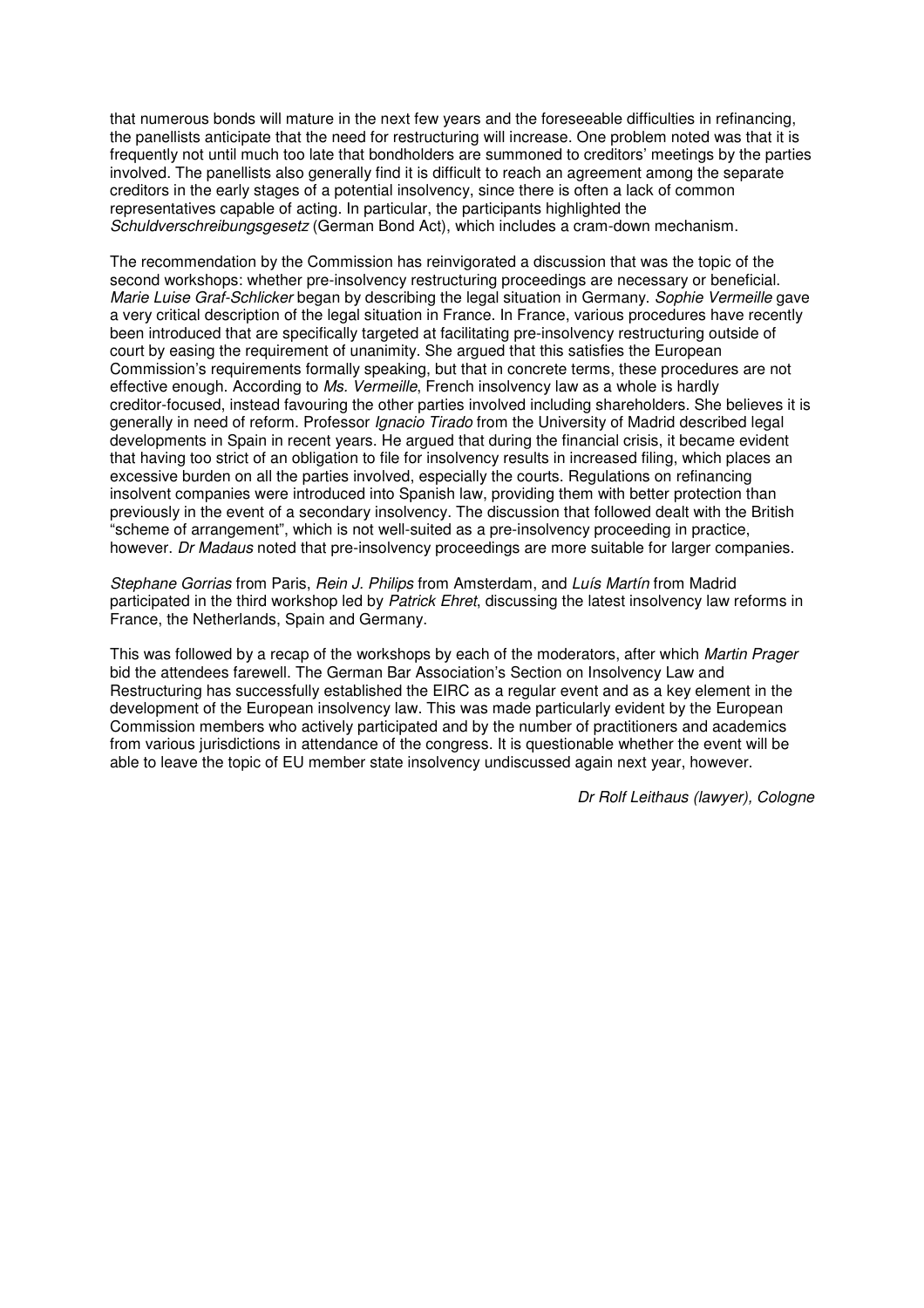that numerous bonds will mature in the next few years and the foreseeable difficulties in refinancing, the panellists anticipate that the need for restructuring will increase. One problem noted was that it is frequently not until much too late that bondholders are summoned to creditors' meetings by the parties involved. The panellists also generally find it is difficult to reach an agreement among the separate creditors in the early stages of a potential insolvency, since there is often a lack of common representatives capable of acting. In particular, the participants highlighted the *Schuldverschreibungsgesetz* (German Bond Act), which includes a cram-down mechanism.

The recommendation by the Commission has reinvigorated a discussion that was the topic of the second workshops: whether pre-insolvency restructuring proceedings are necessary or beneficial. *Marie Luise Graf-Schlicker* began by describing the legal situation in Germany. *Sophie Vermeille* gave a very critical description of the legal situation in France. In France, various procedures have recently been introduced that are specifically targeted at facilitating pre-insolvency restructuring outside of court by easing the requirement of unanimity. She argued that this satisfies the European Commission's requirements formally speaking, but that in concrete terms, these procedures are not effective enough. According to *Ms. Vermeille*, French insolvency law as a whole is hardly creditor-focused, instead favouring the other parties involved including shareholders. She believes it is generally in need of reform. Professor *Ignacio Tirado* from the University of Madrid described legal developments in Spain in recent years. He argued that during the financial crisis, it became evident that having too strict of an obligation to file for insolvency results in increased filing, which places an excessive burden on all the parties involved, especially the courts. Regulations on refinancing insolvent companies were introduced into Spanish law, providing them with better protection than previously in the event of a secondary insolvency. The discussion that followed dealt with the British "scheme of arrangement", which is not well-suited as a pre-insolvency proceeding in practice, however. *Dr Madaus* noted that pre-insolvency proceedings are more suitable for larger companies.

*Stephane Gorrias* from Paris, *Rein J. Philips* from Amsterdam, and *Luís Martín* from Madrid participated in the third workshop led by *Patrick Ehret*, discussing the latest insolvency law reforms in France, the Netherlands, Spain and Germany.

This was followed by a recap of the workshops by each of the moderators, after which *Martin Prager* bid the attendees farewell. The German Bar Association's Section on Insolvency Law and Restructuring has successfully established the EIRC as a regular event and as a key element in the development of the European insolvency law. This was made particularly evident by the European Commission members who actively participated and by the number of practitioners and academics from various jurisdictions in attendance of the congress. It is questionable whether the event will be able to leave the topic of EU member state insolvency undiscussed again next year, however.

*Dr Rolf Leithaus (lawyer), Cologne*